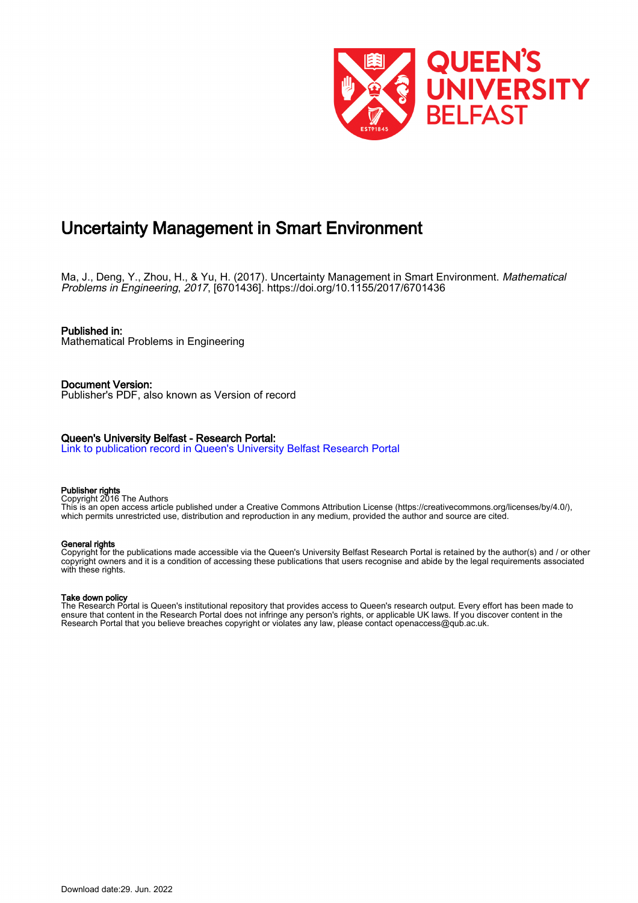# Uncertainty Management in Smart Environment

Ma, J., Deng, Y., Zhou, H., & Yu, H. (2017). Uncertainty Management in Smart Environment. *Mathematical Problems in Engineering*, *2017*, [6701436]. https://doi.org/10.1155/2017/6701436

**Published in:**
Mathematical Problems in Engineering

**Document Version:**
Publisher's PDF, also known as Version of record

**Queen's University Belfast - Research Portal:**
Link to publication record in Queen's University Belfast Research Portal

**Publisher rights**
Copyright 2016 The Authors
This is an open access article published under a Creative Commons Attribution License (https://creativecommons.org/licenses/by/4.0/), which permits unrestricted use, distribution and reproduction in any medium, provided the author and source are cited.

**General rights**
Copyright for the publications made accessible via the Queen's University Belfast Research Portal is retained by the author(s) and / or other copyright owners and it is a condition of accessing these publications that users recognise and abide by the legal requirements associated with these rights.

**Take down policy**
The Research Portal is Queen's institutional repository that provides access to Queen's research output. Every effort has been made to ensure that content in the Research Portal does not infringe any person's rights, or applicable UK laws. If you discover content in the Research Portal that you believe breaches copyright or violates any law, please contact openaccess@qub.ac.uk.

Download date:29. Jun. 2022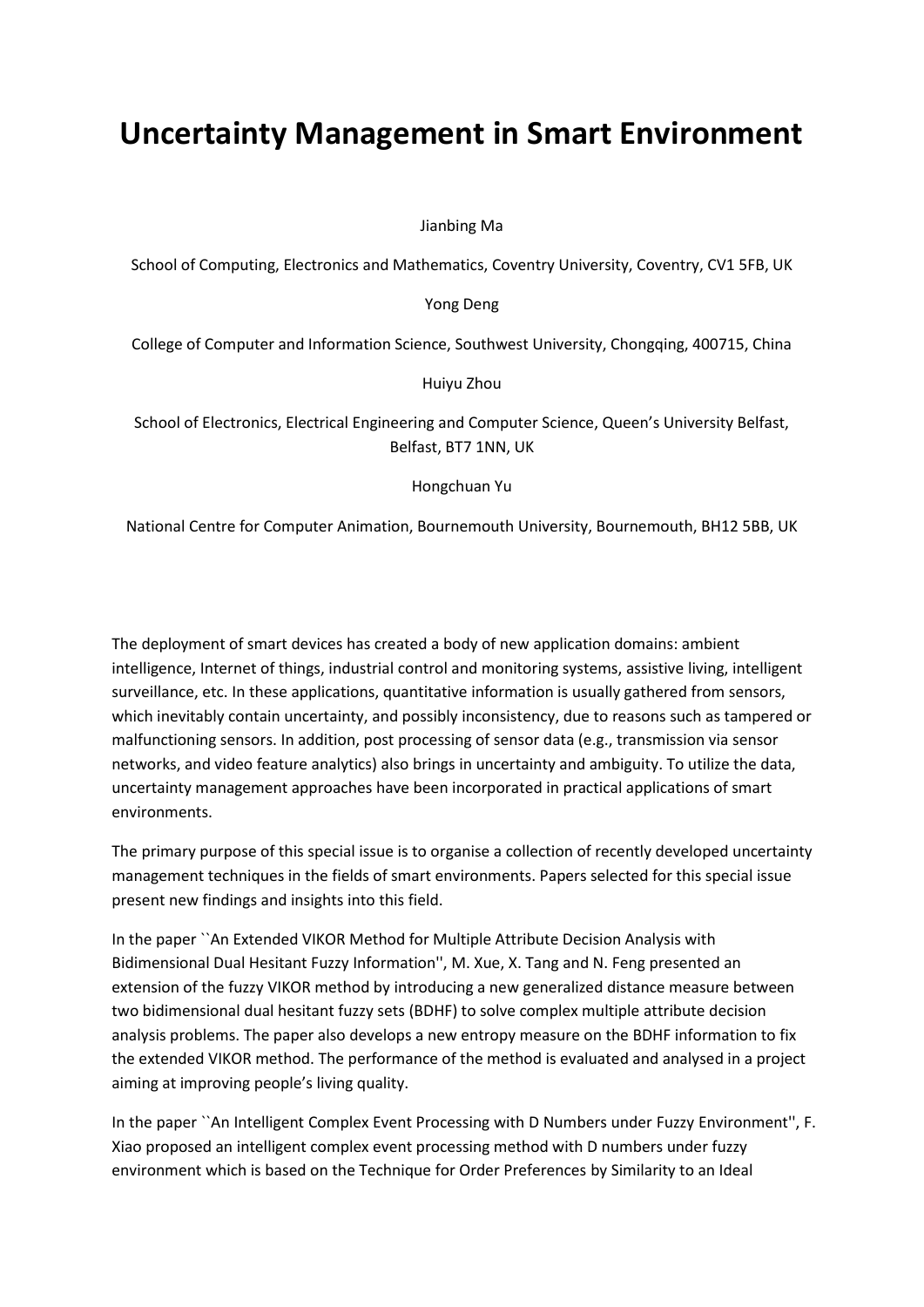# Uncertainty Management in Smart Environment

Jianbing Ma

School of Computing, Electronics and Mathematics, Coventry University, Coventry, CV1 5FB, UK

Yong Deng

College of Computer and Information Science, Southwest University, Chongqing, 400715, China

Huiyu Zhou

School of Electronics, Electrical Engineering and Computer Science, Queen's University Belfast, Belfast, BT7 1NN, UK

Hongchuan Yu

National Centre for Computer Animation, Bournemouth University, Bournemouth, BH12 5BB, UK

The deployment of smart devices has created a body of new application domains: ambient intelligence, Internet of things, industrial control and monitoring systems, assistive living, intelligent surveillance, etc. In these applications, quantitative information is usually gathered from sensors, which inevitably contain uncertainty, and possibly inconsistency, due to reasons such as tampered or malfunctioning sensors. In addition, post processing of sensor data (e.g., transmission via sensor networks, and video feature analytics) also brings in uncertainty and ambiguity. To utilize the data, uncertainty management approaches have been incorporated in practical applications of smart environments.

The primary purpose of this special issue is to organise a collection of recently developed uncertainty management techniques in the fields of smart environments. Papers selected for this special issue present new findings and insights into this field.

In the paper ``An Extended VIKOR Method for Multiple Attribute Decision Analysis with Bidimensional Dual Hesitant Fuzzy Information'', M. Xue, X. Tang and N. Feng presented an extension of the fuzzy VIKOR method by introducing a new generalized distance measure between two bidimensional dual hesitant fuzzy sets (BDHF) to solve complex multiple attribute decision analysis problems. The paper also develops a new entropy measure on the BDHF information to fix the extended VIKOR method. The performance of the method is evaluated and analysed in a project aiming at improving people's living quality.

In the paper ``An Intelligent Complex Event Processing with D Numbers under Fuzzy Environment'', F. Xiao proposed an intelligent complex event processing method with D numbers under fuzzy environment which is based on the Technique for Order Preferences by Similarity to an Ideal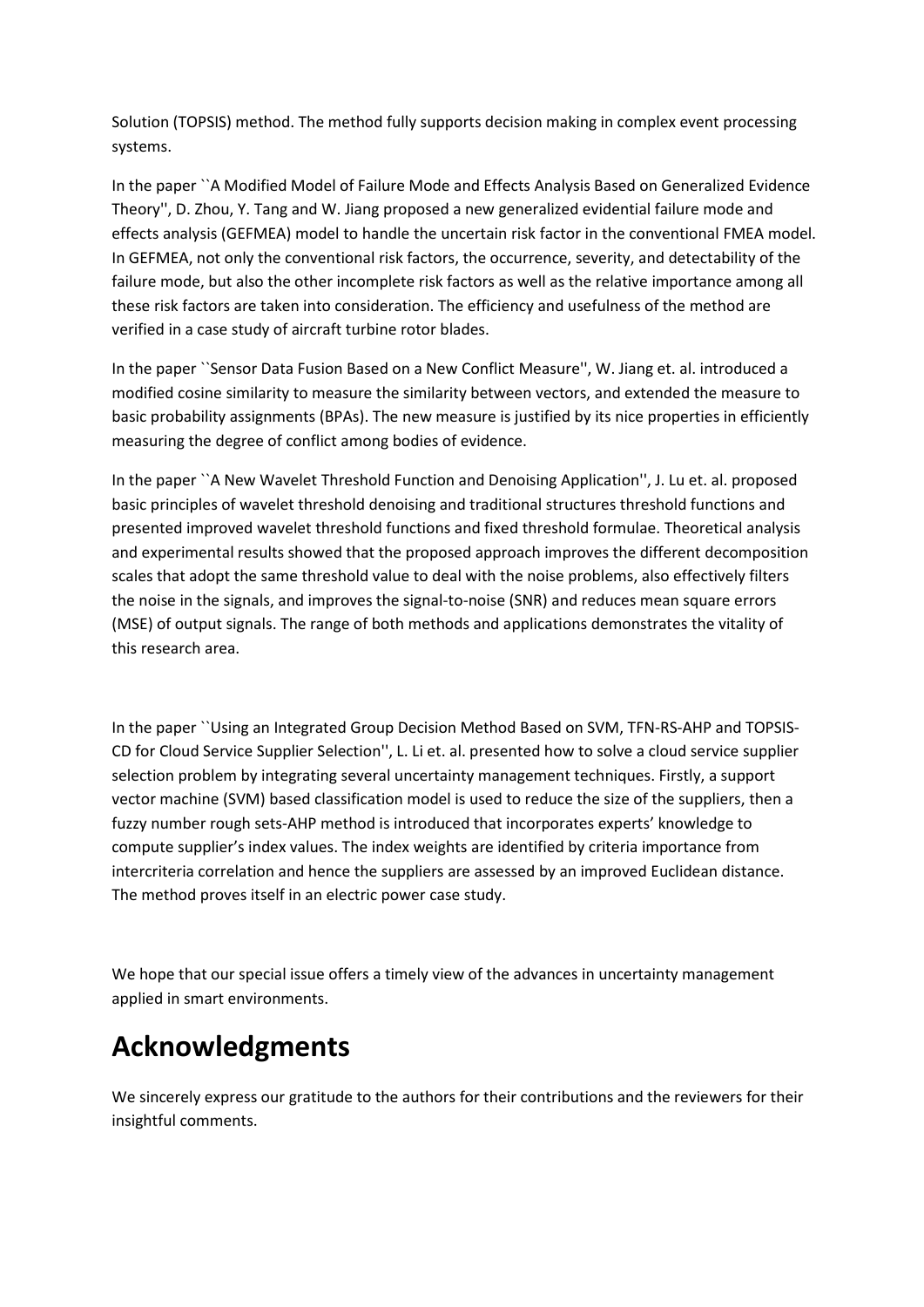Solution (TOPSIS) method. The method fully supports decision making in complex event processing systems.

In the paper ``A Modified Model of Failure Mode and Effects Analysis Based on Generalized Evidence Theory'', D. Zhou, Y. Tang and W. Jiang proposed a new generalized evidential failure mode and effects analysis (GEFMEA) model to handle the uncertain risk factor in the conventional FMEA model. In GEFMEA, not only the conventional risk factors, the occurrence, severity, and detectability of the failure mode, but also the other incomplete risk factors as well as the relative importance among all these risk factors are taken into consideration. The efficiency and usefulness of the method are verified in a case study of aircraft turbine rotor blades.

In the paper ``Sensor Data Fusion Based on a New Conflict Measure'', W. Jiang et. al. introduced a modified cosine similarity to measure the similarity between vectors, and extended the measure to basic probability assignments (BPAs). The new measure is justified by its nice properties in efficiently measuring the degree of conflict among bodies of evidence.

In the paper ``A New Wavelet Threshold Function and Denoising Application'', J. Lu et. al. proposed basic principles of wavelet threshold denoising and traditional structures threshold functions and presented improved wavelet threshold functions and fixed threshold formulae. Theoretical analysis and experimental results showed that the proposed approach improves the different decomposition scales that adopt the same threshold value to deal with the noise problems, also effectively filters the noise in the signals, and improves the signal-to-noise (SNR) and reduces mean square errors (MSE) of output signals. The range of both methods and applications demonstrates the vitality of this research area.

In the paper ``Using an Integrated Group Decision Method Based on SVM, TFN-RS-AHP and TOPSIS-CD for Cloud Service Supplier Selection'', L. Li et. al. presented how to solve a cloud service supplier selection problem by integrating several uncertainty management techniques. Firstly, a support vector machine (SVM) based classification model is used to reduce the size of the suppliers, then a fuzzy number rough sets-AHP method is introduced that incorporates experts' knowledge to compute supplier's index values. The index weights are identified by criteria importance from intercriteria correlation and hence the suppliers are assessed by an improved Euclidean distance. The method proves itself in an electric power case study.

We hope that our special issue offers a timely view of the advances in uncertainty management applied in smart environments.

# Acknowledgments

We sincerely express our gratitude to the authors for their contributions and the reviewers for their insightful comments.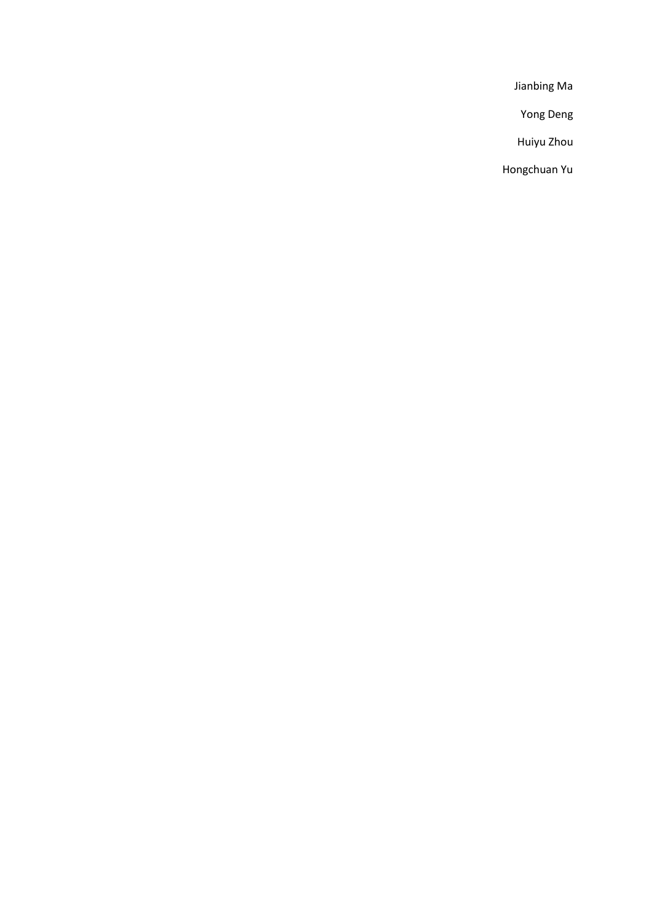Jianbing Ma

Yong Deng

Huiyu Zhou

Hongchuan Yu